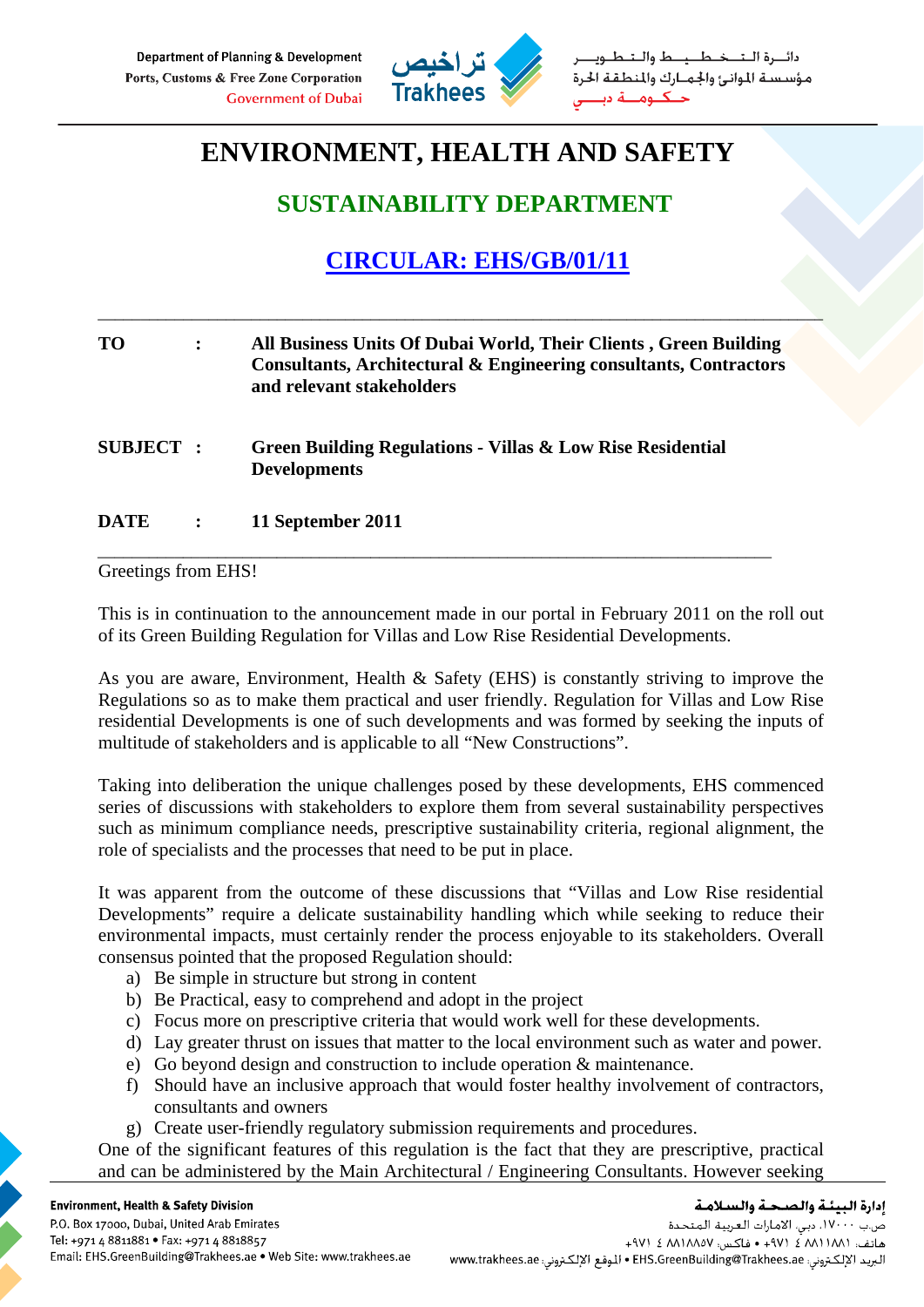# ENVIRONMENT, HEALTH AND SAFETY

## SUSTAINABILITY DEPARTMENT

## CIRCULAR: EHS/GB/01/11

---

**TO** : **All Business Units Of Dubai World, Their Clients , Green Building Consultants, Architectural & Engineering consultants, Contractors and relevant stakeholders**

**SUBJECT** : **Green Building Regulations - Villas & Low Rise Residential Developments**

**DATE** : **11 September 2011**

---

Greetings from EHS!

This is in continuation to the announcement made in our portal in February 2011 on the roll out of its Green Building Regulation for Villas and Low Rise Residential Developments.

As you are aware, Environment, Health & Safety (EHS) is constantly striving to improve the Regulations so as to make them practical and user friendly. Regulation for Villas and Low Rise residential Developments is one of such developments and was formed by seeking the inputs of multitude of stakeholders and is applicable to all "New Constructions".

Taking into deliberation the unique challenges posed by these developments, EHS commenced series of discussions with stakeholders to explore them from several sustainability perspectives such as minimum compliance needs, prescriptive sustainability criteria, regional alignment, the role of specialists and the processes that need to be put in place.

It was apparent from the outcome of these discussions that "Villas and Low Rise residential Developments" require a delicate sustainability handling which while seeking to reduce their environmental impacts, must certainly render the process enjoyable to its stakeholders. Overall consensus pointed that the proposed Regulation should:

a) Be simple in structure but strong in content
b) Be Practical, easy to comprehend and adopt in the project
c) Focus more on prescriptive criteria that would work well for these developments.
d) Lay greater thrust on issues that matter to the local environment such as water and power.
e) Go beyond design and construction to include operation & maintenance.
f) Should have an inclusive approach that would foster healthy involvement of contractors, consultants and owners
g) Create user-friendly regulatory submission requirements and procedures.

One of the significant features of this regulation is the fact that they are prescriptive, practical and can be administered by the Main Architectural / Engineering Consultants. However seeking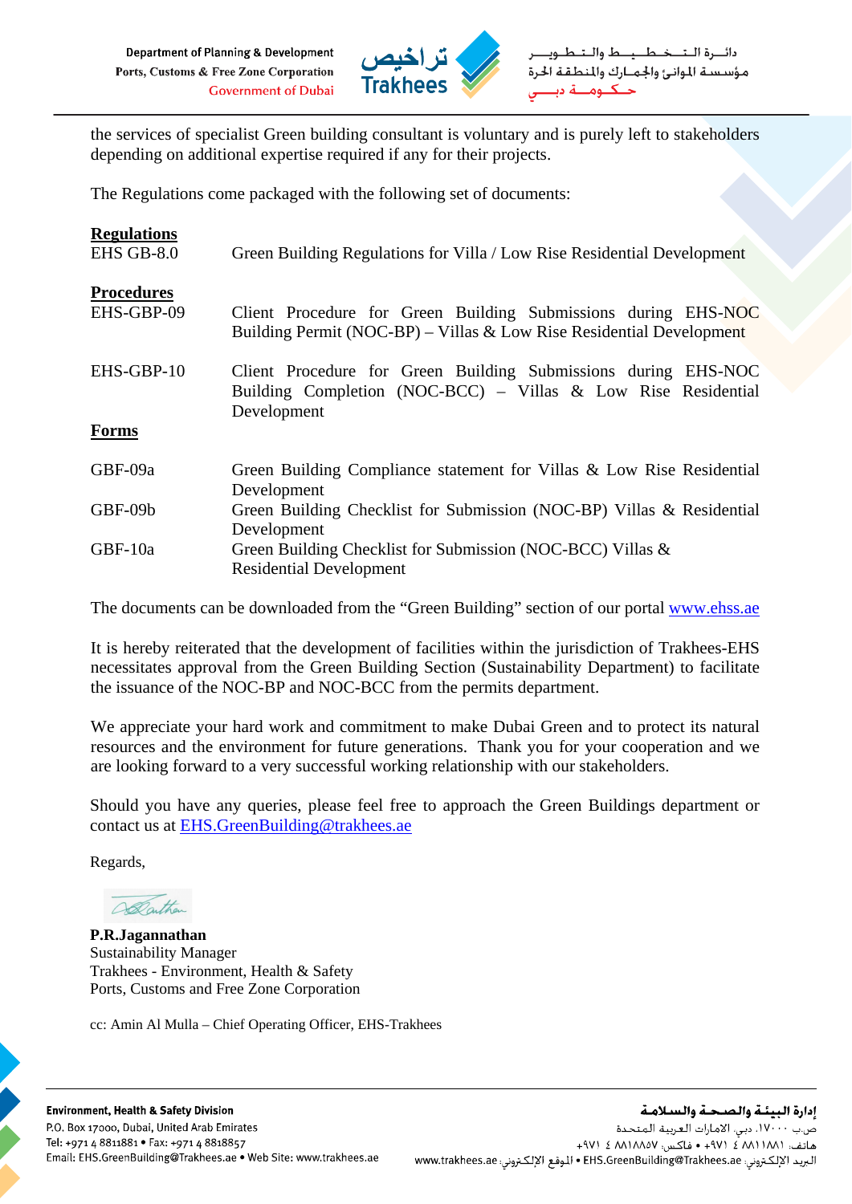the services of specialist Green building consultant is voluntary and is purely left to stakeholders depending on additional expertise required if any for their projects.

The Regulations come packaged with the following set of documents:

**Regulations**

| | |
|---|---|
| EHS GB-8.0 | Green Building Regulations for Villa / Low Rise Residential Development |

**Procedures**

| | |
|---|---|
| EHS-GBP-09 | Client Procedure for Green Building Submissions during EHS-NOC Building Permit (NOC-BP) – Villas & Low Rise Residential Development |
| EHS-GBP-10 | Client Procedure for Green Building Submissions during EHS-NOC Building Completion (NOC-BCC) – Villas & Low Rise Residential Development |

**Forms**

| | |
|---|---|
| GBF-09a | Green Building Compliance statement for Villas & Low Rise Residential Development |
| GBF-09b | Green Building Checklist for Submission (NOC-BP) Villas & Residential Development |
| GBF-10a | Green Building Checklist for Submission (NOC-BCC) Villas & Residential Development |

The documents can be downloaded from the "Green Building" section of our portal www.ehss.ae

It is hereby reiterated that the development of facilities within the jurisdiction of Trakhees-EHS necessitates approval from the Green Building Section (Sustainability Department) to facilitate the issuance of the NOC-BP and NOC-BCC from the permits department.

We appreciate your hard work and commitment to make Dubai Green and to protect its natural resources and the environment for future generations. Thank you for your cooperation and we are looking forward to a very successful working relationship with our stakeholders.

Should you have any queries, please feel free to approach the Green Buildings department or contact us at EHS.GreenBuilding@trakhees.ae

Regards,

**P.R.Jagannathan**
Sustainability Manager
Trakhees - Environment, Health & Safety
Ports, Customs and Free Zone Corporation

cc: Amin Al Mulla – Chief Operating Officer, EHS-Trakhees